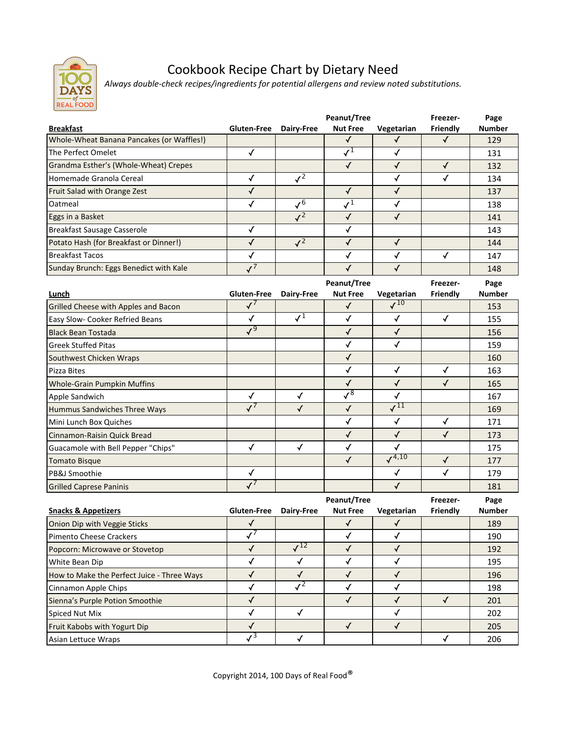# Cookbook Recipe Chart by Dietary Need

*Always double-check recipes/ingredients for potential allergens and review noted substitutions.*

| Breakfast | Gluten-Free | Dairy-Free | Peanut/Tree Nut Free | Vegetarian | Freezer-Friendly | Page Number |
|---|---|---|---|---|---|---|
| Whole-Wheat Banana Pancakes (or Waffles!) | | | ✓ | ✓ | ✓ | 129 |
| The Perfect Omelet | ✓ | | ✓[1] | ✓ | | 131 |
| Grandma Esther's (Whole-Wheat) Crepes | | | ✓ | ✓ | ✓ | 132 |
| Homemade Granola Cereal | ✓ | ✓[2] | | ✓ | ✓ | 134 |
| Fruit Salad with Orange Zest | ✓ | | ✓ | ✓ | | 137 |
| Oatmeal | ✓ | ✓[6] | ✓[1] | ✓ | | 138 |
| Eggs in a Basket | | ✓[2] | ✓ | ✓ | | 141 |
| Breakfast Sausage Casserole | ✓ | | ✓ | | | 143 |
| Potato Hash (for Breakfast or Dinner!) | ✓ | ✓[2] | ✓ | ✓ | | 144 |
| Breakfast Tacos | ✓ | | ✓ | ✓ | ✓ | 147 |
| Sunday Brunch: Eggs Benedict with Kale | ✓[7] | | ✓ | ✓ | | 148 |

| Lunch | Gluten-Free | Dairy-Free | Peanut/Tree Nut Free | Vegetarian | Freezer-Friendly | Page Number |
|---|---|---|---|---|---|---|
| Grilled Cheese with Apples and Bacon | ✓[7] | | ✓ | ✓[10] | | 153 |
| Easy Slow- Cooker Refried Beans | ✓ | ✓[1] | ✓ | ✓ | ✓ | 155 |
| Black Bean Tostada | ✓[9] | | ✓ | ✓ | | 156 |
| Greek Stuffed Pitas | | | ✓ | ✓ | | 159 |
| Southwest Chicken Wraps | | | ✓ | | | 160 |
| Pizza Bites | | | ✓ | ✓ | ✓ | 163 |
| Whole-Grain Pumpkin Muffins | | | ✓ | ✓ | ✓ | 165 |
| Apple Sandwich | ✓ | ✓ | ✓[8] | ✓ | | 167 |
| Hummus Sandwiches Three Ways | ✓[7] | ✓ | ✓ | ✓[11] | | 169 |
| Mini Lunch Box Quiches | | | ✓ | ✓ | ✓ | 171 |
| Cinnamon-Raisin Quick Bread | | | ✓ | ✓ | ✓ | 173 |
| Guacamole with Bell Pepper "Chips" | ✓ | ✓ | ✓ | ✓ | | 175 |
| Tomato Bisque | | | ✓ | ✓[4,10] | ✓ | 177 |
| PB&J Smoothie | ✓ | | | ✓ | ✓ | 179 |
| Grilled Caprese Paninis | ✓[7] | | | ✓ | | 181 |

| Snacks & Appetizers | Gluten-Free | Dairy-Free | Peanut/Tree Nut Free | Vegetarian | Freezer-Friendly | Page Number |
|---|---|---|---|---|---|---|
| Onion Dip with Veggie Sticks | ✓ | | ✓ | ✓ | | 189 |
| Pimento Cheese Crackers | ✓[7] | | ✓ | ✓ | | 190 |
| Popcorn: Microwave or Stovetop | ✓ | ✓[12] | ✓ | ✓ | | 192 |
| White Bean Dip | ✓ | ✓ | ✓ | ✓ | | 195 |
| How to Make the Perfect Juice - Three Ways | ✓ | ✓ | ✓ | ✓ | | 196 |
| Cinnamon Apple Chips | ✓ | ✓[2] | ✓ | ✓ | | 198 |
| Sienna's Purple Potion Smoothie | ✓ | | ✓ | ✓ | ✓ | 201 |
| Spiced Nut Mix | ✓ | ✓ | | ✓ | | 202 |
| Fruit Kabobs with Yogurt Dip | ✓ | | ✓ | ✓ | | 205 |
| Asian Lettuce Wraps | ✓[3] | ✓ | | | ✓ | 206 |

Copyright 2014, 100 Days of Real Food®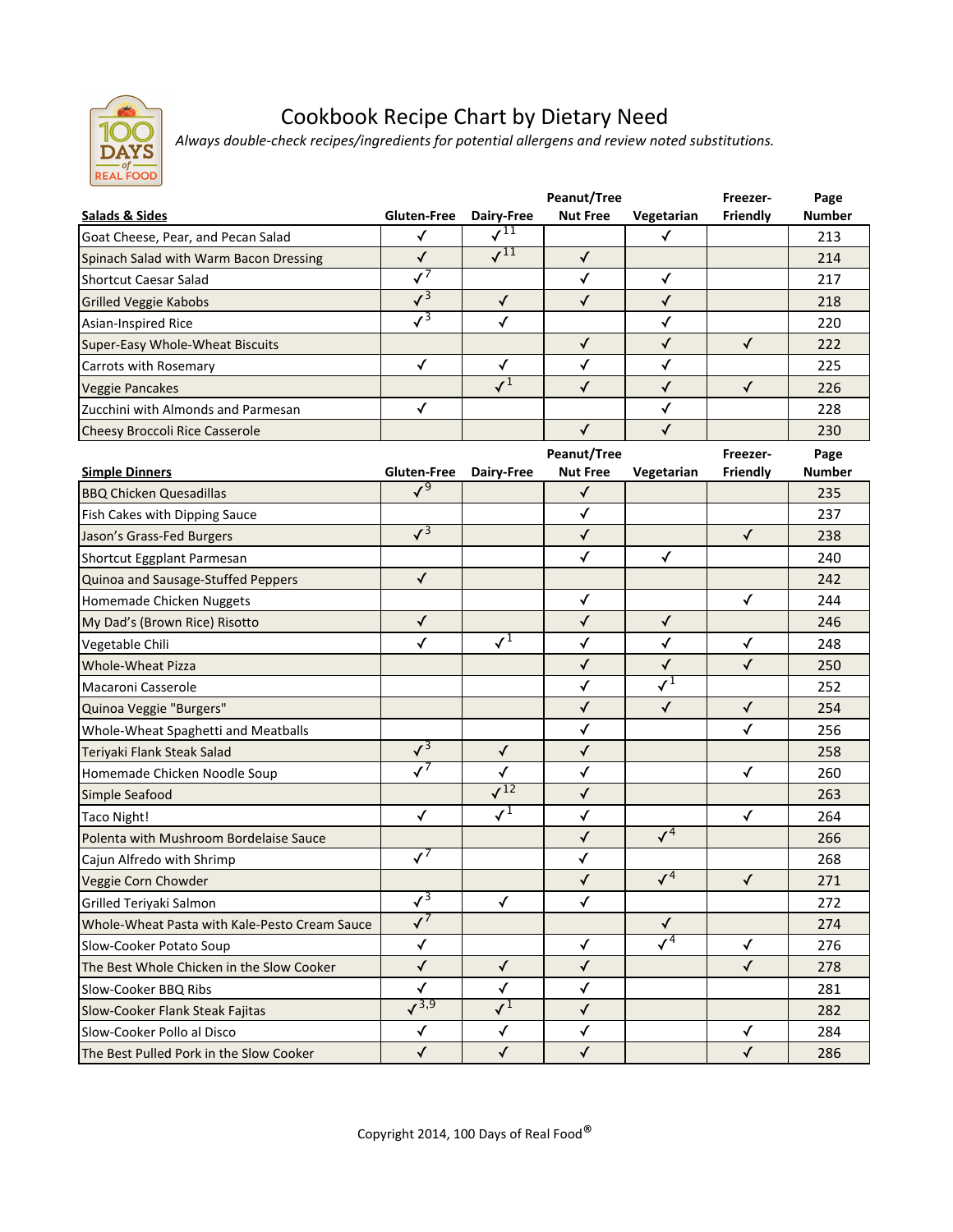# Cookbook Recipe Chart by Dietary Need

*Always double-check recipes/ingredients for potential allergens and review noted substitutions.*

| Salads & Sides | Gluten-Free | Dairy-Free | Peanut/Tree Nut Free | Vegetarian | Freezer-Friendly | Page Number |
|---|---|---|---|---|---|---|
| Goat Cheese, Pear, and Pecan Salad | ✓ | ✓[11] | | ✓ | | 213 |
| Spinach Salad with Warm Bacon Dressing | ✓ | ✓[11] | ✓ | | | 214 |
| Shortcut Caesar Salad | ✓[7] | | ✓ | ✓ | | 217 |
| Grilled Veggie Kabobs | ✓[3] | ✓ | ✓ | ✓ | | 218 |
| Asian-Inspired Rice | ✓[3] | ✓ | | ✓ | | 220 |
| Super-Easy Whole-Wheat Biscuits | | | ✓ | ✓ | ✓ | 222 |
| Carrots with Rosemary | ✓ | ✓ | ✓ | ✓ | | 225 |
| Veggie Pancakes | | ✓[1] | ✓ | ✓ | ✓ | 226 |
| Zucchini with Almonds and Parmesan | ✓ | | | ✓ | | 228 |
| Cheesy Broccoli Rice Casserole | | | ✓ | ✓ | | 230 |

| Simple Dinners | Gluten-Free | Dairy-Free | Peanut/Tree Nut Free | Vegetarian | Freezer-Friendly | Page Number |
|---|---|---|---|---|---|---|
| BBQ Chicken Quesadillas | ✓[9] | | ✓ | | | 235 |
| Fish Cakes with Dipping Sauce | | | ✓ | | | 237 |
| Jason's Grass-Fed Burgers | ✓[3] | | ✓ | | ✓ | 238 |
| Shortcut Eggplant Parmesan | | | ✓ | ✓ | | 240 |
| Quinoa and Sausage-Stuffed Peppers | ✓ | | | | | 242 |
| Homemade Chicken Nuggets | | | ✓ | | ✓ | 244 |
| My Dad's (Brown Rice) Risotto | ✓ | | ✓ | ✓ | | 246 |
| Vegetable Chili | ✓ | ✓[1] | ✓ | ✓ | ✓ | 248 |
| Whole-Wheat Pizza | | | ✓ | ✓ | ✓ | 250 |
| Macaroni Casserole | | | ✓ | ✓[1] | | 252 |
| Quinoa Veggie "Burgers" | | | ✓ | ✓ | ✓ | 254 |
| Whole-Wheat Spaghetti and Meatballs | | | ✓ | | ✓ | 256 |
| Teriyaki Flank Steak Salad | ✓[3] | ✓ | ✓ | | | 258 |
| Homemade Chicken Noodle Soup | ✓[7] | ✓ | ✓ | | ✓ | 260 |
| Simple Seafood | | ✓[12] | ✓ | | | 263 |
| Taco Night! | ✓ | ✓[1] | ✓ | | ✓ | 264 |
| Polenta with Mushroom Bordelaise Sauce | | | ✓ | ✓[4] | | 266 |
| Cajun Alfredo with Shrimp | ✓[7] | | ✓ | | | 268 |
| Veggie Corn Chowder | | | ✓ | ✓[4] | ✓ | 271 |
| Grilled Teriyaki Salmon | ✓[3] | ✓ | ✓ | | | 272 |
| Whole-Wheat Pasta with Kale-Pesto Cream Sauce | ✓[7] | | | ✓ | | 274 |
| Slow-Cooker Potato Soup | ✓ | | ✓ | ✓[4] | ✓ | 276 |
| The Best Whole Chicken in the Slow Cooker | ✓ | ✓ | ✓ | | ✓ | 278 |
| Slow-Cooker BBQ Ribs | ✓ | ✓ | ✓ | | | 281 |
| Slow-Cooker Flank Steak Fajitas | ✓[3,9] | ✓[1] | ✓ | | | 282 |
| Slow-Cooker Pollo al Disco | ✓ | ✓ | ✓ | | ✓ | 284 |
| The Best Pulled Pork in the Slow Cooker | ✓ | ✓ | ✓ | | ✓ | 286 |

Copyright 2014, 100 Days of Real Food®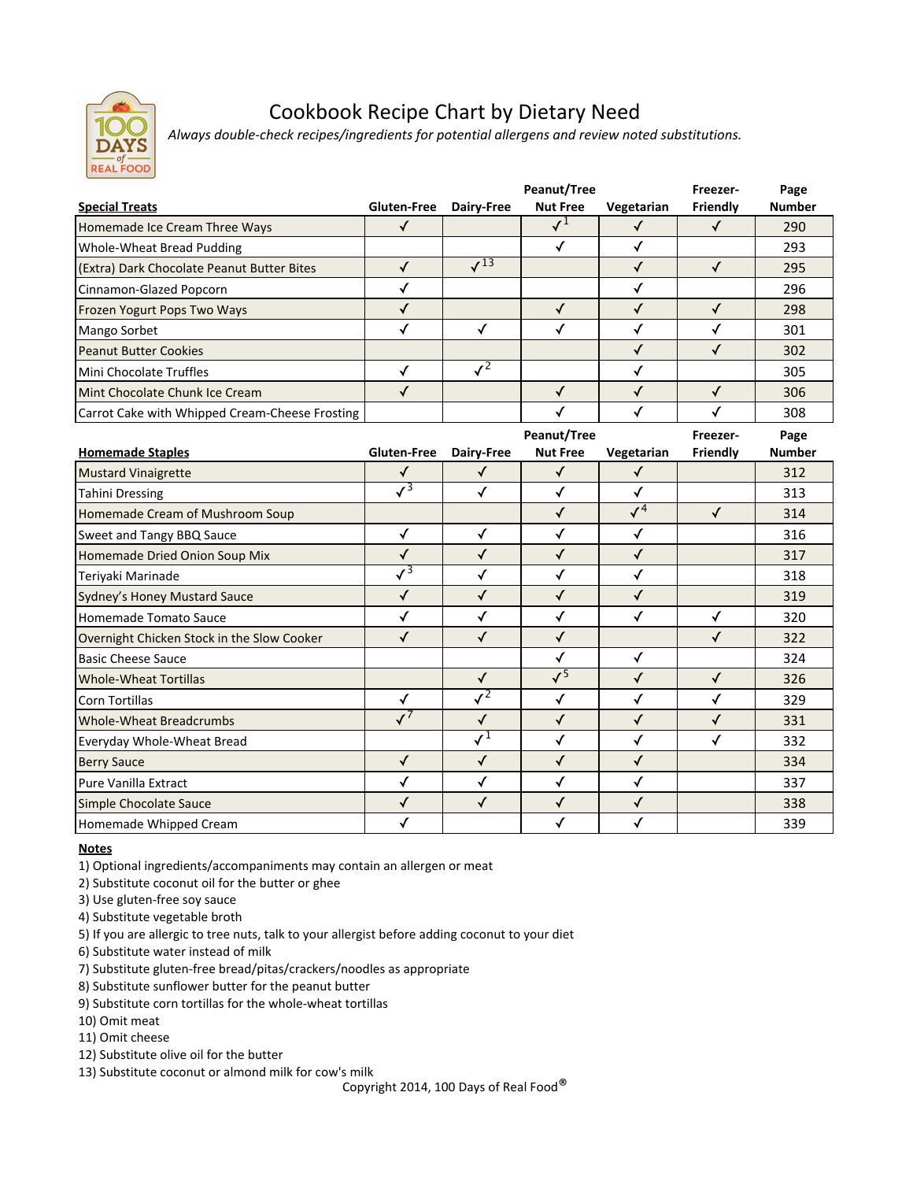# Cookbook Recipe Chart by Dietary Need

*Always double-check recipes/ingredients for potential allergens and review noted substitutions.*

| **Special Treats** | Gluten-Free | Dairy-Free | Peanut/Tree Nut Free | Vegetarian | Freezer-Friendly | Page Number |
|---|---|---|---|---|---|---|
| Homemade Ice Cream Three Ways | ✓ | | ✓[1] | ✓ | ✓ | 290 |
| Whole-Wheat Bread Pudding | | | ✓ | ✓ | | 293 |
| (Extra) Dark Chocolate Peanut Butter Bites | ✓ | ✓[13] | | ✓ | ✓ | 295 |
| Cinnamon-Glazed Popcorn | ✓ | | | ✓ | | 296 |
| Frozen Yogurt Pops Two Ways | ✓ | | ✓ | ✓ | ✓ | 298 |
| Mango Sorbet | ✓ | ✓ | ✓ | ✓ | ✓ | 301 |
| Peanut Butter Cookies | | | | ✓ | ✓ | 302 |
| Mini Chocolate Truffles | ✓ | ✓[2] | | ✓ | | 305 |
| Mint Chocolate Chunk Ice Cream | ✓ | | ✓ | ✓ | ✓ | 306 |
| Carrot Cake with Whipped Cream-Cheese Frosting | | | ✓ | ✓ | ✓ | 308 |

| **Homemade Staples** | Gluten-Free | Dairy-Free | Peanut/Tree Nut Free | Vegetarian | Freezer-Friendly | Page Number |
|---|---|---|---|---|---|---|
| Mustard Vinaigrette | ✓ | ✓ | ✓ | ✓ | | 312 |
| Tahini Dressing | ✓[3] | ✓ | ✓ | ✓ | | 313 |
| Homemade Cream of Mushroom Soup | | | ✓ | ✓[4] | ✓ | 314 |
| Sweet and Tangy BBQ Sauce | ✓ | ✓ | ✓ | ✓ | | 316 |
| Homemade Dried Onion Soup Mix | ✓ | ✓ | ✓ | ✓ | | 317 |
| Teriyaki Marinade | ✓[3] | ✓ | ✓ | ✓ | | 318 |
| Sydney's Honey Mustard Sauce | ✓ | ✓ | ✓ | ✓ | | 319 |
| Homemade Tomato Sauce | ✓ | ✓ | ✓ | ✓ | ✓ | 320 |
| Overnight Chicken Stock in the Slow Cooker | ✓ | ✓ | ✓ | | ✓ | 322 |
| Basic Cheese Sauce | | | ✓ | ✓ | | 324 |
| Whole-Wheat Tortillas | | ✓ | ✓[5] | ✓ | ✓ | 326 |
| Corn Tortillas | ✓ | ✓[2] | ✓ | ✓ | ✓ | 329 |
| Whole-Wheat Breadcrumbs | ✓[7] | ✓ | ✓ | ✓ | ✓ | 331 |
| Everyday Whole-Wheat Bread | | ✓[1] | ✓ | ✓ | ✓ | 332 |
| Berry Sauce | ✓ | ✓ | ✓ | ✓ | | 334 |
| Pure Vanilla Extract | ✓ | ✓ | ✓ | ✓ | | 337 |
| Simple Chocolate Sauce | ✓ | ✓ | ✓ | ✓ | | 338 |
| Homemade Whipped Cream | ✓ | | ✓ | ✓ | | 339 |

**Notes**

1) Optional ingredients/accompaniments may contain an allergen or meat
2) Substitute coconut oil for the butter or ghee
3) Use gluten-free soy sauce
4) Substitute vegetable broth
5) If you are allergic to tree nuts, talk to your allergist before adding coconut to your diet
6) Substitute water instead of milk
7) Substitute gluten-free bread/pitas/crackers/noodles as appropriate
8) Substitute sunflower butter for the peanut butter
9) Substitute corn tortillas for the whole-wheat tortillas
10) Omit meat
11) Omit cheese
12) Substitute olive oil for the butter
13) Substitute coconut or almond milk for cow's milk

Copyright 2014, 100 Days of Real Food®